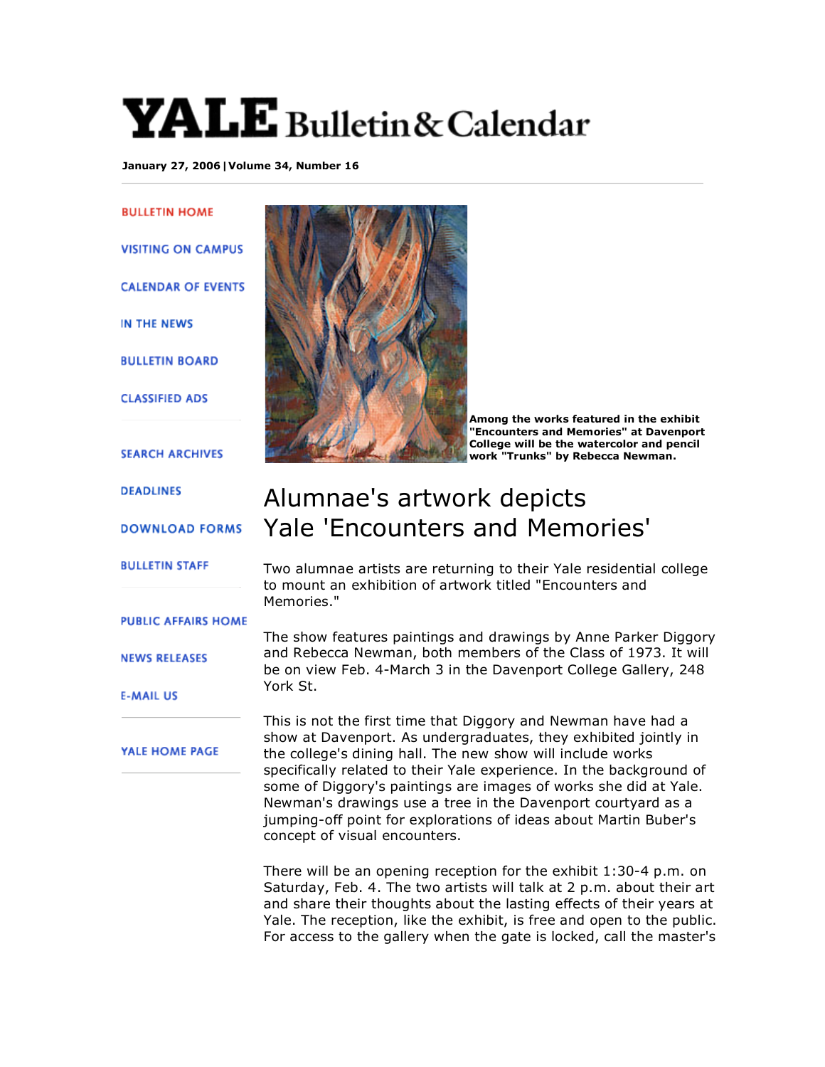# YALE Bulletin & Calendar

**January 27, 2006 | Volume 34, Number 16**

BULLETIN HOME

VISITING ON CAMPUS

CALENDAR OF EVENTS

IN THE NEWS

BULLETIN BOARD

CLASSIFIED ADS

SEARCH ARCHIVES

DEADLINES

DOWNLOAD FORMS

BULLETIN STAFF

PUBLIC AFFAIRS HOME

NEWS RELEASES

E-MAIL US

YALE HOME PAGE

**Among the works featured in the exhibit "Encounters and Memories" at Davenport College will be the watercolor and pencil work "Trunks" by Rebecca Newman.**

## Alumnae's artwork depicts Yale 'Encounters and Memories'

Two alumnae artists are returning to their Yale residential college to mount an exhibition of artwork titled "Encounters and Memories."

The show features paintings and drawings by Anne Parker Diggory and Rebecca Newman, both members of the Class of 1973. It will be on view Feb. 4-March 3 in the Davenport College Gallery, 248 York St.

This is not the first time that Diggory and Newman have had a show at Davenport. As undergraduates, they exhibited jointly in the college's dining hall. The new show will include works specifically related to their Yale experience. In the background of some of Diggory's paintings are images of works she did at Yale. Newman's drawings use a tree in the Davenport courtyard as a jumping-off point for explorations of ideas about Martin Buber's concept of visual encounters.

There will be an opening reception for the exhibit 1:30-4 p.m. on Saturday, Feb. 4. The two artists will talk at 2 p.m. about their art and share their thoughts about the lasting effects of their years at Yale. The reception, like the exhibit, is free and open to the public. For access to the gallery when the gate is locked, call the master's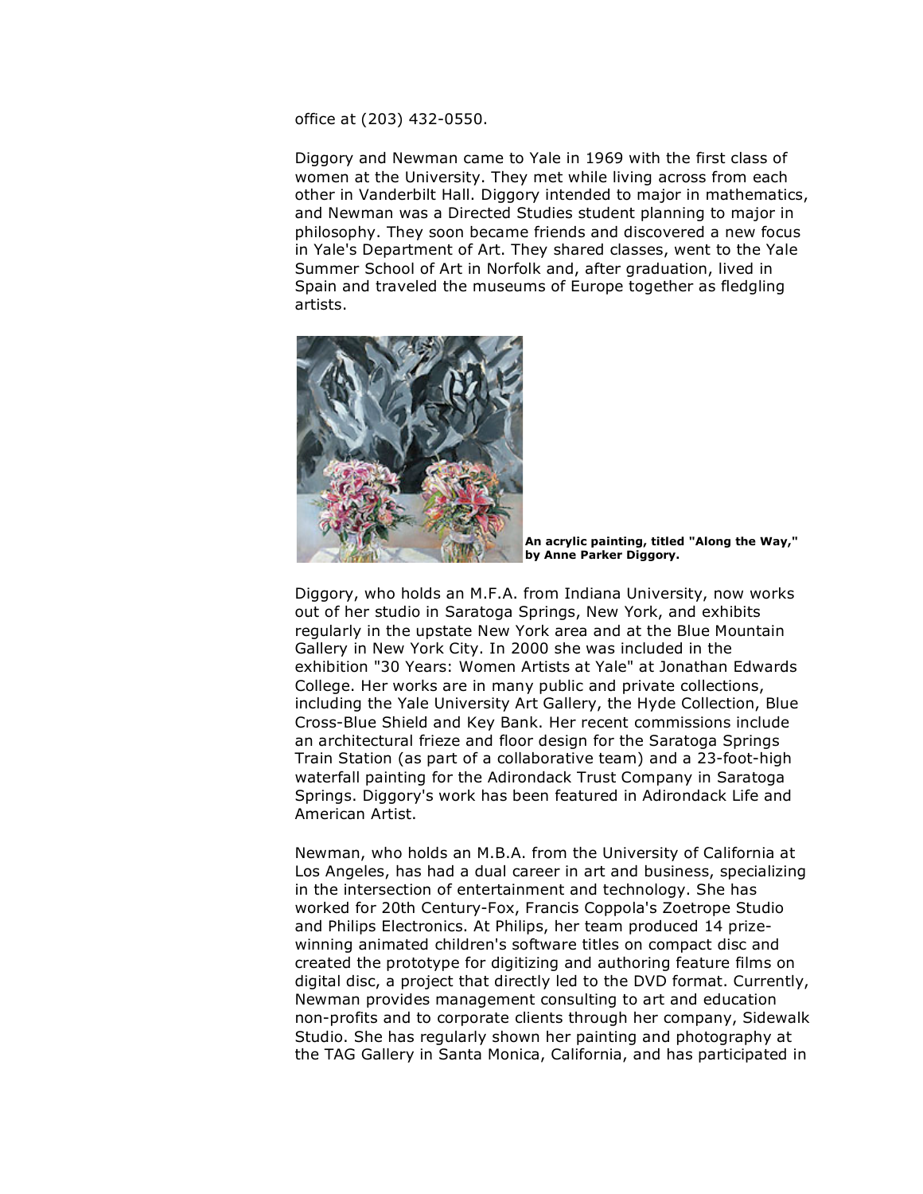office at (203) 432-0550.

Diggory and Newman came to Yale in 1969 with the first class of women at the University. They met while living across from each other in Vanderbilt Hall. Diggory intended to major in mathematics, and Newman was a Directed Studies student planning to major in philosophy. They soon became friends and discovered a new focus in Yale's Department of Art. They shared classes, went to the Yale Summer School of Art in Norfolk and, after graduation, lived in Spain and traveled the museums of Europe together as fledgling artists.

**An acrylic painting, titled "Along the Way," by Anne Parker Diggory.**

Diggory, who holds an M.F.A. from Indiana University, now works out of her studio in Saratoga Springs, New York, and exhibits regularly in the upstate New York area and at the Blue Mountain Gallery in New York City. In 2000 she was included in the exhibition "30 Years: Women Artists at Yale" at Jonathan Edwards College. Her works are in many public and private collections, including the Yale University Art Gallery, the Hyde Collection, Blue Cross-Blue Shield and Key Bank. Her recent commissions include an architectural frieze and floor design for the Saratoga Springs Train Station (as part of a collaborative team) and a 23-foot-high waterfall painting for the Adirondack Trust Company in Saratoga Springs. Diggory's work has been featured in Adirondack Life and American Artist.

Newman, who holds an M.B.A. from the University of California at Los Angeles, has had a dual career in art and business, specializing in the intersection of entertainment and technology. She has worked for 20th Century-Fox, Francis Coppola's Zoetrope Studio and Philips Electronics. At Philips, her team produced 14 prize-winning animated children's software titles on compact disc and created the prototype for digitizing and authoring feature films on digital disc, a project that directly led to the DVD format. Currently, Newman provides management consulting to art and education non-profits and to corporate clients through her company, Sidewalk Studio. She has regularly shown her painting and photography at the TAG Gallery in Santa Monica, California, and has participated in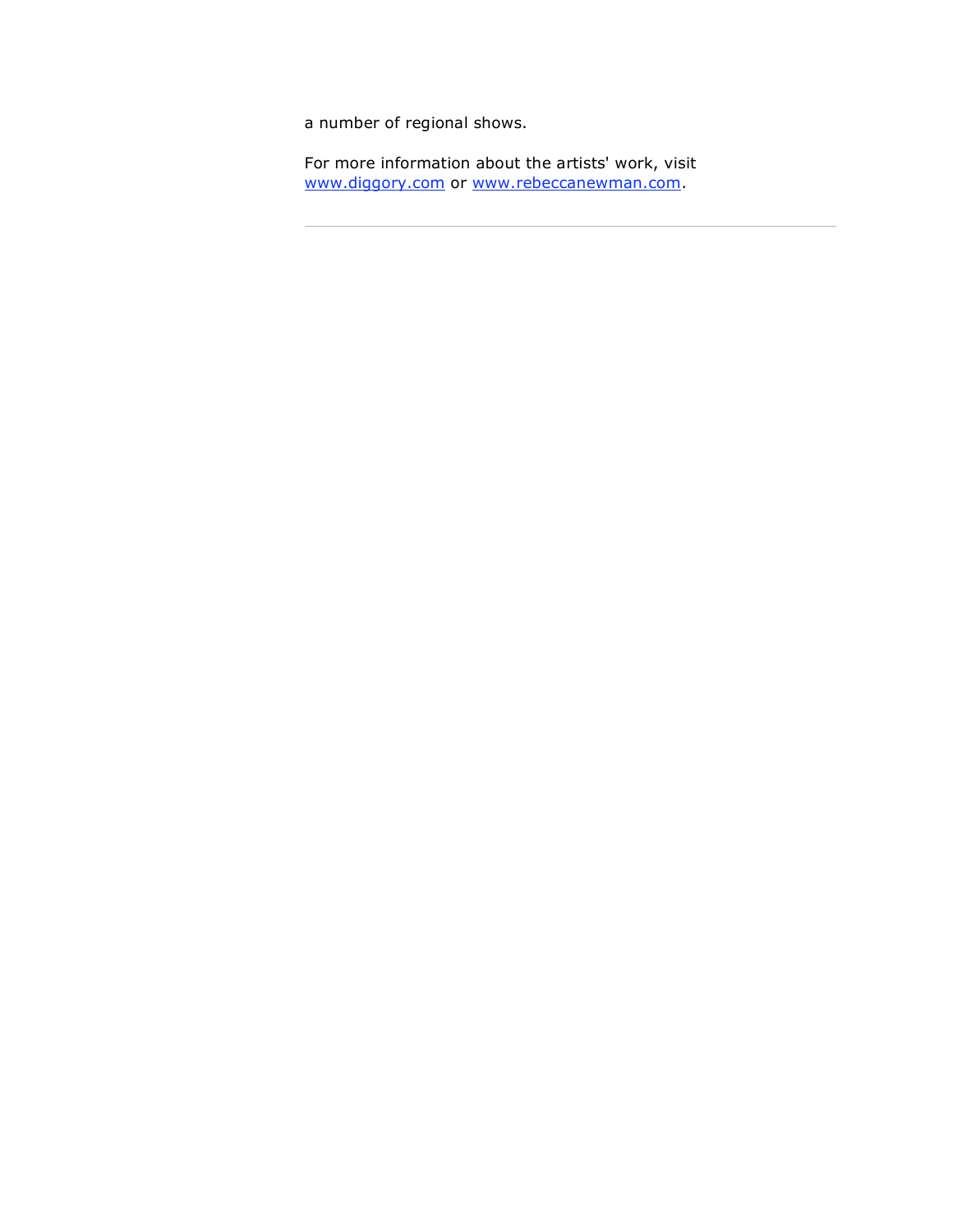a number of regional shows.

For more information about the artists' work, visit www.diggory.com or www.rebeccanewman.com.

---